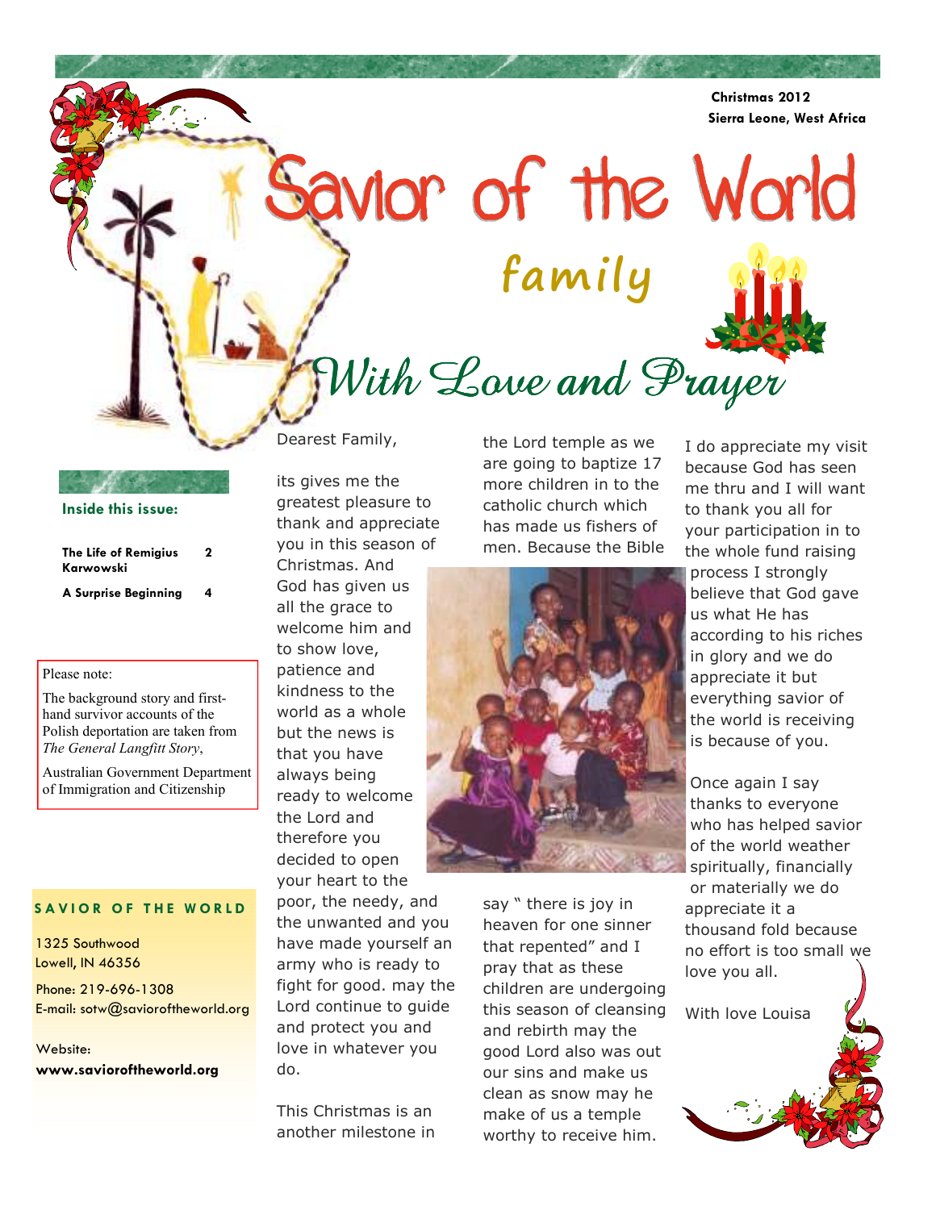Christmas 2012
Sierra Leone, West Africa

# Savior of the World family

## With Love and Prayer

**Inside this issue:**

| | |
|---|---|
| **The Life of Remigius Karwowski** | **2** |
| **A Surprise Beginning** | **4** |

Please note:

The background story and first-hand survivor accounts of the Polish deportation are taken from *The General Langfitt Story*,

Australian Government Department of Immigration and Citizenship

**SAVIOR OF THE WORLD**

1325 Southwood
Lowell, IN 46356

Phone: 219-696-1308
E-mail: sotw@savioroftheworld.org

Website:
**www.savioroftheworld.org**

Dearest Family,

its gives me the greatest pleasure to thank and appreciate you in this season of Christmas. And God has given us all the grace to welcome him and to show love, patience and kindness to the world as a whole but the news is that you have always being ready to welcome the Lord and therefore you decided to open your heart to the poor, the needy, and the unwanted and you have made yourself an army who is ready to fight for good. may the Lord continue to guide and protect you and love in whatever you do.

This Christmas is an another milestone in the Lord temple as we are going to baptize 17 more children in to the catholic church which has made us fishers of men. Because the Bible say " there is joy in heaven for one sinner that repented" and I pray that as these children are undergoing this season of cleansing and rebirth may the good Lord also was out our sins and make us clean as snow may he make of us a temple worthy to receive him.

I do appreciate my visit because God has seen me thru and I will want to thank you all for your participation in to the whole fund raising process I strongly believe that God gave us what He has according to his riches in glory and we do appreciate it but everything savior of the world is receiving is because of you.

Once again I say thanks to everyone who has helped savior of the world weather spiritually, financially or materially we do appreciate it a thousand fold because no effort is too small we love you all.

With love Louisa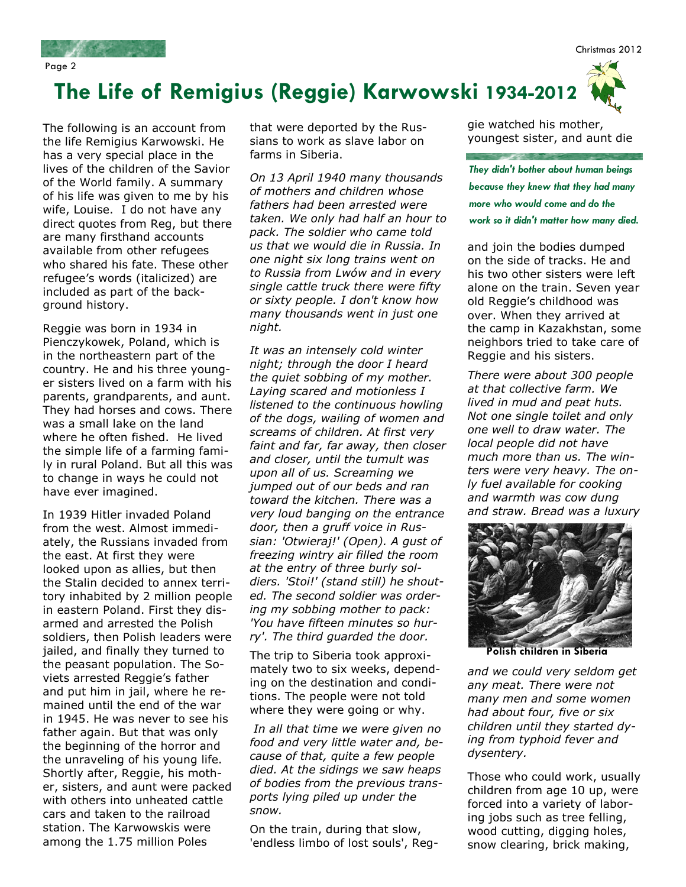# The Life of Remigius (Reggie) Karwowski 1934-2012

The following is an account from the life Remigius Karwowski. He has a very special place in the lives of the children of the Savior of the World family. A summary of his life was given to me by his wife, Louise. I do not have any direct quotes from Reg, but there are many firsthand accounts available from other refugees who shared his fate. These other refugee's words (italicized) are included as part of the background history.

Reggie was born in 1934 in Pienczykowek, Poland, which is in the northeastern part of the country. He and his three younger sisters lived on a farm with his parents, grandparents, and aunt. They had horses and cows. There was a small lake on the land where he often fished. He lived the simple life of a farming family in rural Poland. But all this was to change in ways he could not have ever imagined.

In 1939 Hitler invaded Poland from the west. Almost immediately, the Russians invaded from the east. At first they were looked upon as allies, but then the Stalin decided to annex territory inhabited by 2 million people in eastern Poland. First they disarmed and arrested the Polish soldiers, then Polish leaders were jailed, and finally they turned to the peasant population. The Soviets arrested Reggie's father and put him in jail, where he remained until the end of the war in 1945. He was never to see his father again. But that was only the beginning of the horror and the unraveling of his young life. Shortly after, Reggie, his mother, sisters, and aunt were packed with others into unheated cattle cars and taken to the railroad station. The Karwowskis were among the 1.75 million Poles that were deported by the Russians to work as slave labor on farms in Siberia.

*On 13 April 1940 many thousands of mothers and children whose fathers had been arrested were taken. We only had half an hour to pack. The soldier who came told us that we would die in Russia. In one night six long trains went on to Russia from Lwów and in every single cattle truck there were fifty or sixty people. I don't know how many thousands went in just one night.*

*It was an intensely cold winter night; through the door I heard the quiet sobbing of my mother. Laying scared and motionless I listened to the continuous howling of the dogs, wailing of women and screams of children. At first very faint and far, far away, then closer and closer, until the tumult was upon all of us. Screaming we jumped out of our beds and ran toward the kitchen. There was a very loud banging on the entrance door, then a gruff voice in Russian: 'Otwieraj!' (Open). A gust of freezing wintry air filled the room at the entry of three burly soldiers. 'Stoi!' (stand still) he shouted. The second soldier was ordering my sobbing mother to pack: 'You have fifteen minutes so hurry'. The third guarded the door.*

The trip to Siberia took approximately two to six weeks, depending on the destination and conditions. The people were not told where they were going or why.

*In all that time we were given no food and very little water and, because of that, quite a few people died. At the sidings we saw heaps of bodies from the previous transports lying piled up under the snow.*

On the train, during that slow, 'endless limbo of lost souls', Reggie watched his mother, youngest sister, and aunt die and join the bodies dumped on the side of tracks. He and his two other sisters were left alone on the train. Seven year old Reggie's childhood was over. When they arrived at the camp in Kazakhstan, some neighbors tried to take care of Reggie and his sisters.

***They didn't bother about human beings because they knew that they had many more who would come and do the work so it didn't matter how many died.***

*There were about 300 people at that collective farm. We lived in mud and peat huts. Not one single toilet and only one well to draw water. The local people did not have much more than us. The winters were very heavy. The only fuel available for cooking and warmth was cow dung and straw. Bread was a luxury and we could very seldom get any meat. There were not many men and some women had about four, five or six children until they started dying from typhoid fever and dysentery.*

**Polish children in Siberia**

Those who could work, usually children from age 10 up, were forced into a variety of laboring jobs such as tree felling, wood cutting, digging holes, snow clearing, brick making,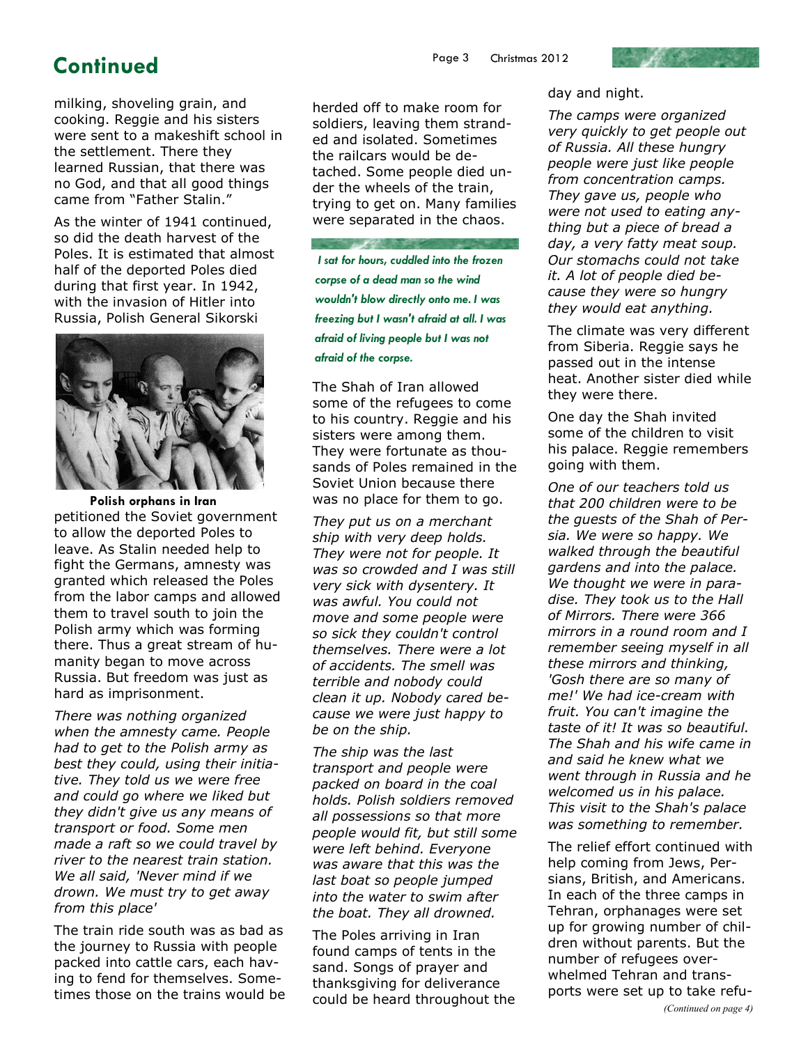# Continued

milking, shoveling grain, and cooking. Reggie and his sisters were sent to a makeshift school in the settlement. There they learned Russian, that there was no God, and that all good things came from "Father Stalin."

As the winter of 1941 continued, so did the death harvest of the Poles. It is estimated that almost half of the deported Poles died during that first year. In 1942, with the invasion of Hitler into Russia, Polish General Sikorski petitioned the Soviet government to allow the deported Poles to leave. As Stalin needed help to fight the Germans, amnesty was granted which released the Poles from the labor camps and allowed them to travel south to join the Polish army which was forming there. Thus a great stream of humanity began to move across Russia. But freedom was just as hard as imprisonment.

**Polish orphans in Iran**

*There was nothing organized when the amnesty came. People had to get to the Polish army as best they could, using their initiative. They told us we were free and could go where we liked but they didn't give us any means of transport or food. Some men made a raft so we could travel by river to the nearest train station. We all said, 'Never mind if we drown. We must try to get away from this place'*

The train ride south was as bad as the journey to Russia with people packed into cattle cars, each having to fend for themselves. Sometimes those on the trains would be herded off to make room for soldiers, leaving them stranded and isolated. Sometimes the railcars would be detached. Some people died under the wheels of the train, trying to get on. Many families were separated in the chaos.

*I sat for hours, cuddled into the frozen corpse of a dead man so the wind wouldn't blow directly onto me. I was freezing but I wasn't afraid at all. I was afraid of living people but I was not afraid of the corpse.*

The Shah of Iran allowed some of the refugees to come to his country. Reggie and his sisters were among them. They were fortunate as thousands of Poles remained in the Soviet Union because there was no place for them to go.

*They put us on a merchant ship with very deep holds. They were not for people. It was so crowded and I was still very sick with dysentery. It was awful. You could not move and some people were so sick they couldn't control themselves. There were a lot of accidents. The smell was terrible and nobody could clean it up. Nobody cared because we were just happy to be on the ship.*

*The ship was the last transport and people were packed on board in the coal holds. Polish soldiers removed all possessions so that more people would fit, but still some were left behind. Everyone was aware that this was the last boat so people jumped into the water to swim after the boat. They all drowned.*

The Poles arriving in Iran found camps of tents in the sand. Songs of prayer and thanksgiving for deliverance could be heard throughout the day and night.

*The camps were organized very quickly to get people out of Russia. All these hungry people were just like people from concentration camps. They gave us, people who were not used to eating anything but a piece of bread a day, a very fatty meat soup. Our stomachs could not take it. A lot of people died because they were so hungry they would eat anything.*

The climate was very different from Siberia. Reggie says he passed out in the intense heat. Another sister died while they were there.

One day the Shah invited some of the children to visit his palace. Reggie remembers going with them.

*One of our teachers told us that 200 children were to be the guests of the Shah of Persia. We were so happy. We walked through the beautiful gardens and into the palace. We thought we were in paradise. They took us to the Hall of Mirrors. There were 366 mirrors in a round room and I remember seeing myself in all these mirrors and thinking, 'Gosh there are so many of me!' We had ice-cream with fruit. You can't imagine the taste of it! It was so beautiful. The Shah and his wife came in and said he knew what we went through in Russia and he welcomed us in his palace. This visit to the Shah's palace was something to remember.*

The relief effort continued with help coming from Jews, Persians, British, and Americans. In each of the three camps in Tehran, orphanages were set up for growing number of children without parents. But the number of refugees overwhelmed Tehran and transports were set up to take refu-

*(Continued on page 4)*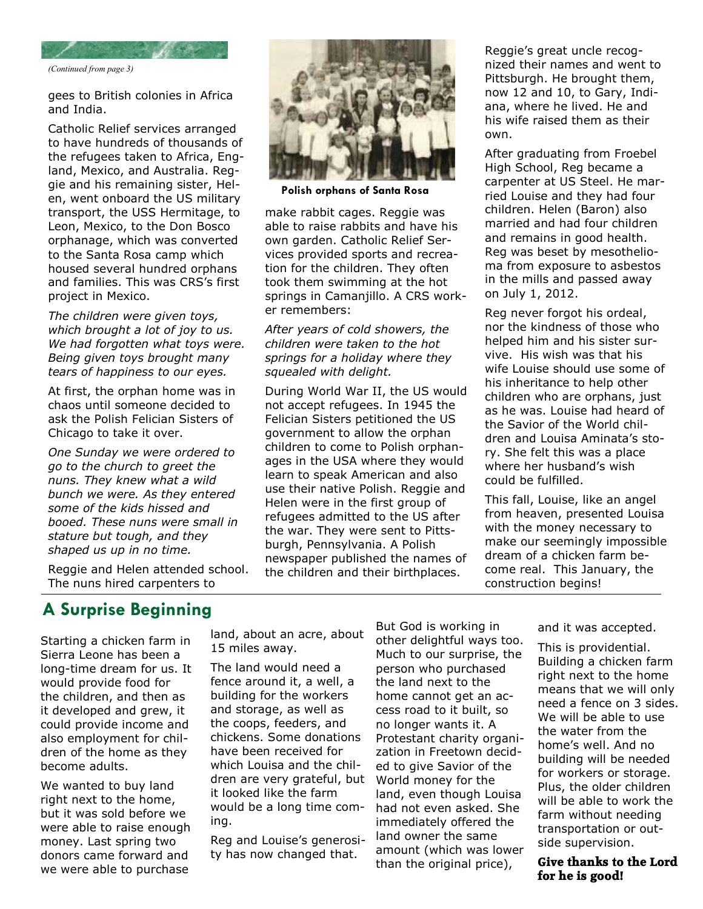*(Continued from page 3)*

gees to British colonies in Africa and India.

Catholic Relief services arranged to have hundreds of thousands of the refugees taken to Africa, England, Mexico, and Australia. Reggie and his remaining sister, Helen, went onboard the US military transport, the USS Hermitage, to Leon, Mexico, to the Don Bosco orphanage, which was converted to the Santa Rosa camp which housed several hundred orphans and families. This was CRS's first project in Mexico.

*The children were given toys, which brought a lot of joy to us. We had forgotten what toys were. Being given toys brought many tears of happiness to our eyes.*

At first, the orphan home was in chaos until someone decided to ask the Polish Felician Sisters of Chicago to take it over.

*One Sunday we were ordered to go to the church to greet the nuns. They knew what a wild bunch we were. As they entered some of the kids hissed and booed. These nuns were small in stature but tough, and they shaped us up in no time.*

Reggie and Helen attended school. The nuns hired carpenters to make rabbit cages. Reggie was able to raise rabbits and have his own garden. Catholic Relief Services provided sports and recreation for the children. They often took them swimming at the hot springs in Camanjillo. A CRS worker remembers:

**Polish orphans of Santa Rosa**

*After years of cold showers, the children were taken to the hot springs for a holiday where they squealed with delight.*

During World War II, the US would not accept refugees. In 1945 the Felician Sisters petitioned the US government to allow the orphan children to come to Polish orphanages in the USA where they would learn to speak American and also use their native Polish. Reggie and Helen were in the first group of refugees admitted to the US after the war. They were sent to Pittsburgh, Pennsylvania. A Polish newspaper published the names of the children and their birthplaces.

Reggie's great uncle recognized their names and went to Pittsburgh. He brought them, now 12 and 10, to Gary, Indiana, where he lived. He and his wife raised them as their own.

After graduating from Froebel High School, Reg became a carpenter at US Steel. He married Louise and they had four children. Helen (Baron) also married and had four children and remains in good health. Reg was beset by mesothelioma from exposure to asbestos in the mills and passed away on July 1, 2012.

Reg never forgot his ordeal, nor the kindness of those who helped him and his sister survive. His wish was that his wife Louise should use some of his inheritance to help other children who are orphans, just as he was. Louise had heard of the Savior of the World children and Louisa Aminata's story. She felt this was a place where her husband's wish could be fulfilled.

This fall, Louise, like an angel from heaven, presented Louisa with the money necessary to make our seemingly impossible dream of a chicken farm become real. This January, the construction begins!

## A Surprise Beginning

Starting a chicken farm in Sierra Leone has been a long-time dream for us. It would provide food for the children, and then as it developed and grew, it could provide income and also employment for children of the home as they become adults.

We wanted to buy land right next to the home, but it was sold before we were able to raise enough money. Last spring two donors came forward and we were able to purchase land, about an acre, about 15 miles away.

The land would need a fence around it, a well, a building for the workers and storage, as well as the coops, feeders, and chickens. Some donations have been received for which Louisa and the children are very grateful, but it looked like the farm would be a long time coming.

Reg and Louise's generosity has now changed that.

But God is working in other delightful ways too. Much to our surprise, the person who purchased the land next to the home cannot get an access road to it built, so no longer wants it. A Protestant charity organization in Freetown decided to give Savior of the World money for the land, even though Louisa had not even asked. She immediately offered the land owner the same amount (which was lower than the original price), and it was accepted.

This is providential. Building a chicken farm right next to the home means that we will only need a fence on 3 sides. We will be able to use the water from the home's well. And no building will be needed for workers or storage. Plus, the older children will be able to work the farm without needing transportation or outside supervision.

**Give thanks to the Lord for he is good!**